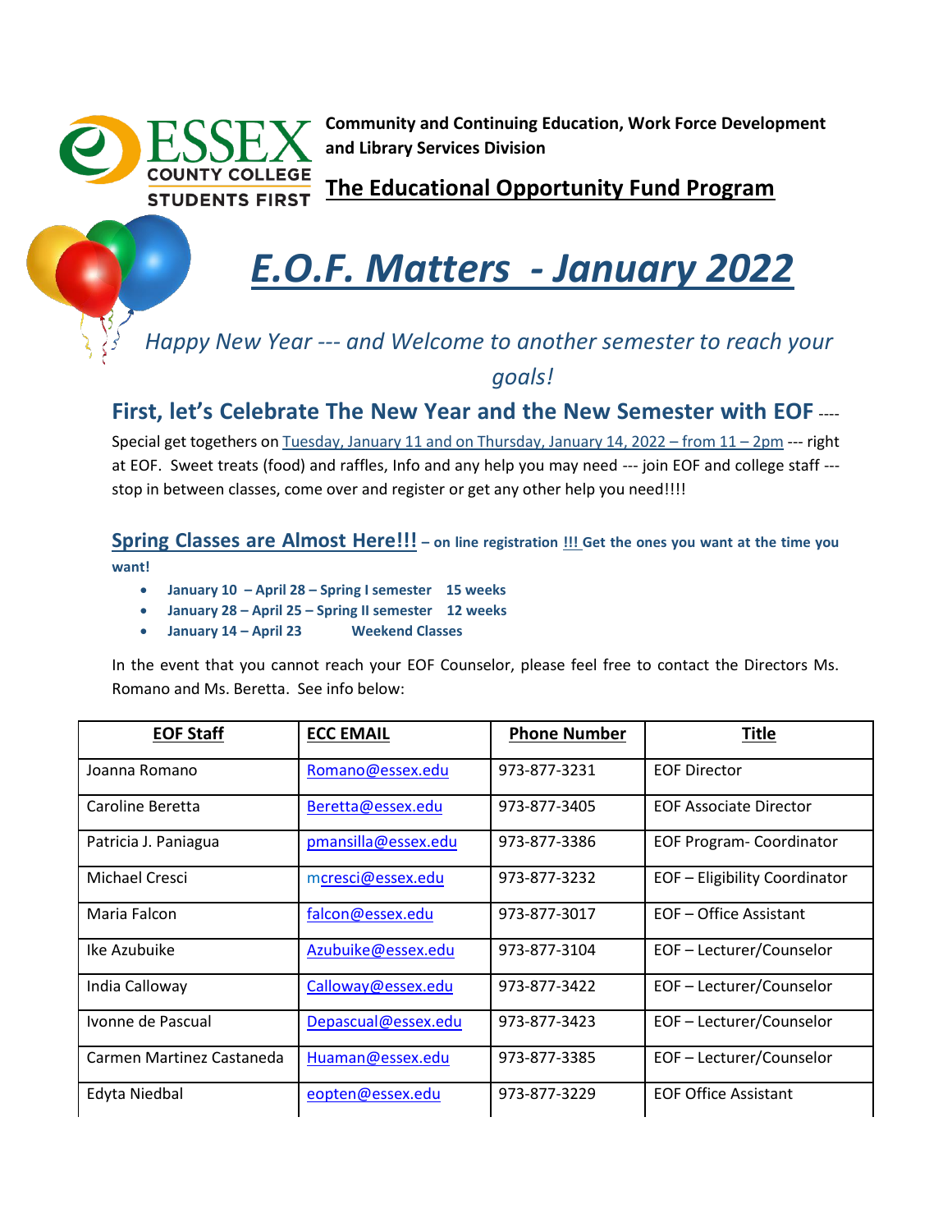**Community and Continuing Education, Work Force Development and Library Services Division**

## The Educational Opportunity Fund Program

# *E.O.F. Matters - January 2022*

*Happy New Year --- and Welcome to another semester to reach your goals!*

## First, let's Celebrate The New Year and the New Semester with EOF ----

Special get togethers on Tuesday, January 11 and on Thursday, January 14, 2022 – from 11 – 2pm --- right at EOF. Sweet treats (food) and raffles, Info and any help you may need --- join EOF and college staff --- stop in between classes, come over and register or get any other help you need!!!!

**Spring Classes are Almost Here!!! – on line registration !!! Get the ones you want at the time you want!**

- **January 10 – April 28 – Spring I semester 15 weeks**
- **January 28 – April 25 – Spring II semester 12 weeks**
- **January 14 – April 23 Weekend Classes**

In the event that you cannot reach your EOF Counselor, please feel free to contact the Directors Ms. Romano and Ms. Beretta. See info below:

| EOF Staff | ECC EMAIL | Phone Number | Title |
|---|---|---|---|
| Joanna Romano | Romano@essex.edu | 973-877-3231 | EOF Director |
| Caroline Beretta | Beretta@essex.edu | 973-877-3405 | EOF Associate Director |
| Patricia J. Paniagua | pmansilla@essex.edu | 973-877-3386 | EOF Program- Coordinator |
| Michael Cresci | mcresci@essex.edu | 973-877-3232 | EOF – Eligibility Coordinator |
| Maria Falcon | falcon@essex.edu | 973-877-3017 | EOF – Office Assistant |
| Ike Azubuike | Azubuike@essex.edu | 973-877-3104 | EOF – Lecturer/Counselor |
| India Calloway | Calloway@essex.edu | 973-877-3422 | EOF – Lecturer/Counselor |
| Ivonne de Pascual | Depascual@essex.edu | 973-877-3423 | EOF – Lecturer/Counselor |
| Carmen Martinez Castaneda | Huaman@essex.edu | 973-877-3385 | EOF – Lecturer/Counselor |
| Edyta Niedbal | eopten@essex.edu | 973-877-3229 | EOF Office Assistant |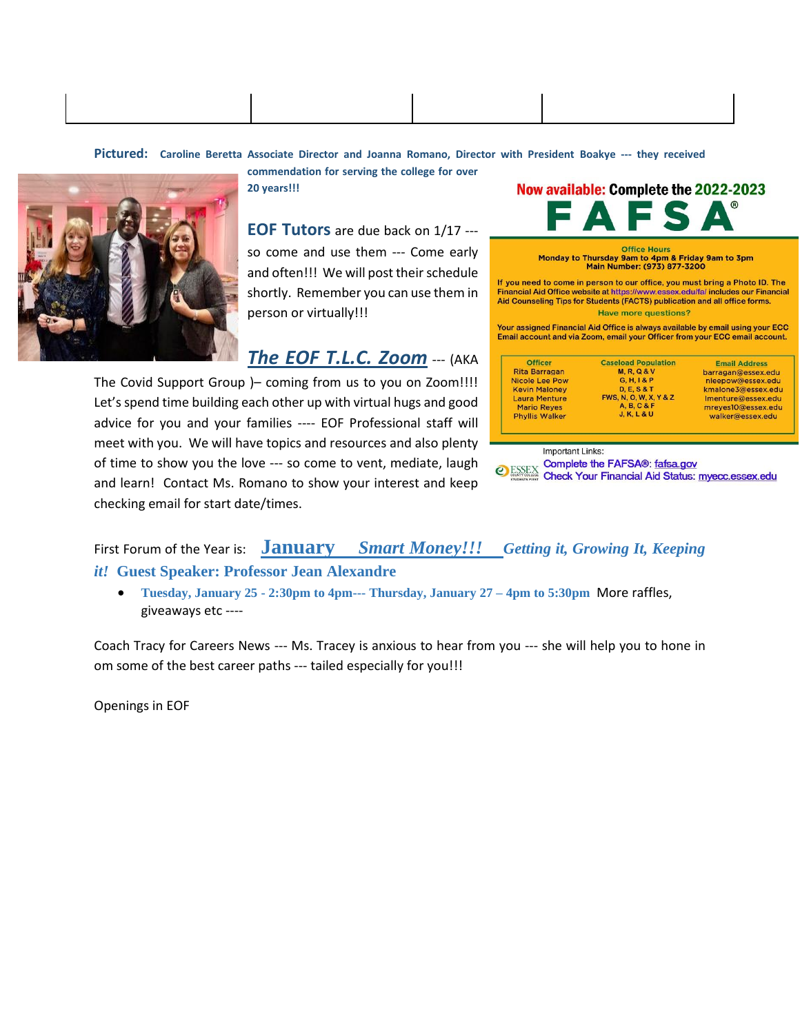| | | | |
|---|---|---|---|
| | | | |

**Pictured: Caroline Beretta Associate Director and Joanna Romano, Director with President Boakye --- they received commendation for serving the college for over 20 years!!!**

**EOF Tutors** are due back on 1/17 --- so come and use them --- Come early and often!!! We will post their schedule shortly. Remember you can use them in person or virtually!!!

***The EOF T.L.C. Zoom*** --- (AKA The Covid Support Group )– coming from us to you on Zoom!!!! Let's spend time building each other up with virtual hugs and good advice for you and your families ---- EOF Professional staff will meet with you. We will have topics and resources and also plenty of time to show you the love --- so come to vent, mediate, laugh and learn! Contact Ms. Romano to show your interest and keep checking email for start date/times.

**Now available: Complete the 2022-2023**

**FAFSA®**

**Office Hours**
**Monday to Thursday 9am to 4pm & Friday 9am to 3pm**
**Main Number: (973) 877-3200**

If you need to come in person to our office, you must bring a Photo ID. The Financial Aid Office website at https://www.essex.edu/fa/ includes our Financial Aid Counseling Tips for Students (FACTS) publication and all office forms.

**Have more questions?**

Your assigned Financial Aid Office is always available by email using your ECC Email account and via Zoom, email your Officer from your ECC email account.

| Officer | Caseload Population | Email Address |
|---|---|---|
| Rita Barragan | M, R, Q & V | barragan@essex.edu |
| Nicole Lee Pow | G, H, I & P | nleepow@essex.edu |
| Kevin Maloney | D, E, S & T | kmalone3@essex.edu |
| Laura Menture | FWS, N, O, W, X, Y & Z | lmenture@essex.edu |
| Mario Reyes | A, B, C & F | mreyes10@essex.edu |
| Phyllis Walker | J, K, L & U | walker@essex.edu |

Important Links:
Complete the FAFSA®: fafsa.gov
Check Your Financial Aid Status: myecc.essex.edu

First Forum of the Year is: **January** ***Smart Money!!!*** ***Getting it, Growing It, Keeping it!*** **Guest Speaker: Professor Jean Alexandre**

- **Tuesday, January 25 - 2:30pm to 4pm--- Thursday, January 27 – 4pm to 5:30pm** More raffles, giveaways etc ----

Coach Tracy for Careers News --- Ms. Tracey is anxious to hear from you --- she will help you to hone in om some of the best career paths --- tailed especially for you!!!

Openings in EOF